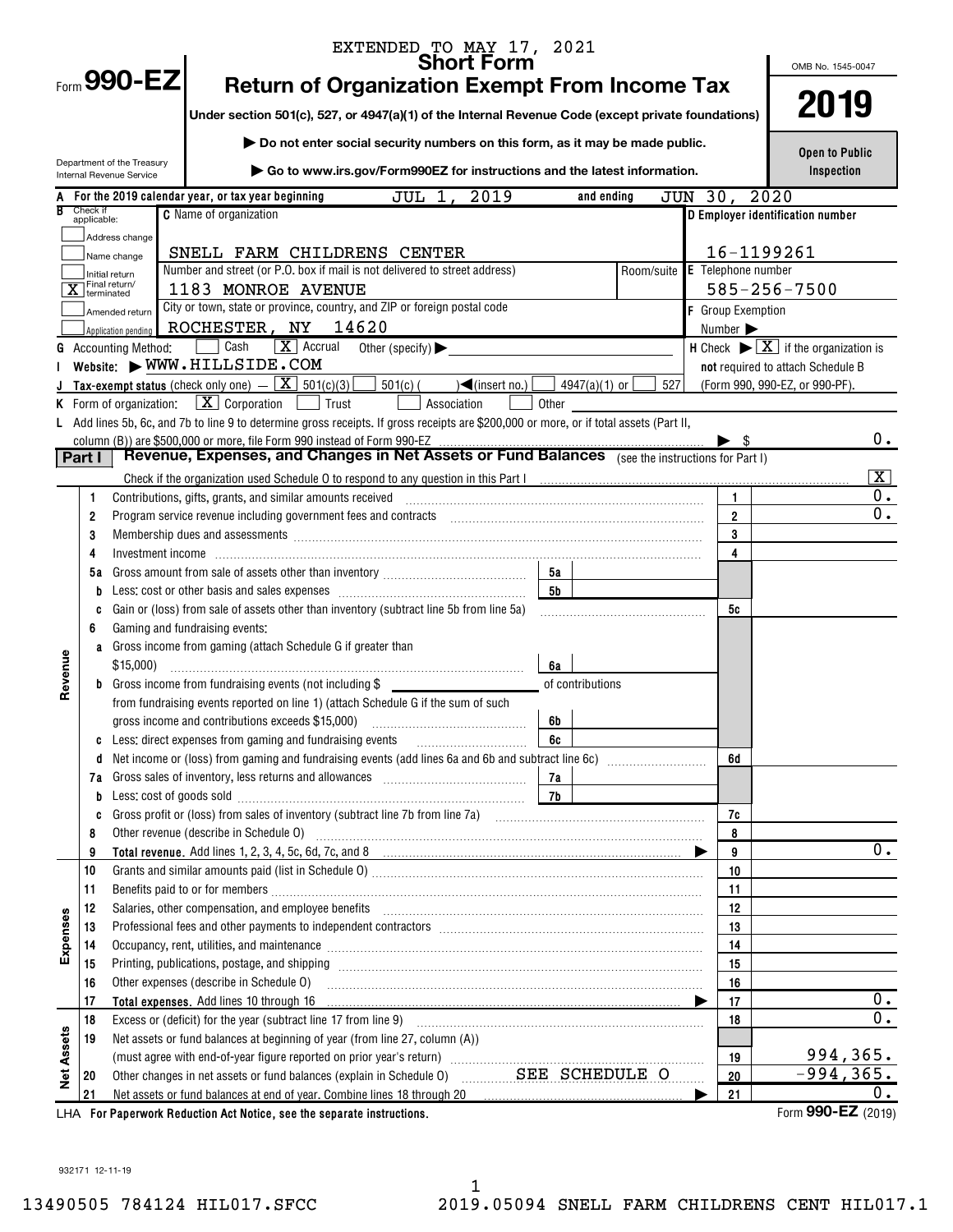EXTENDED TO MAY 17, 2021

# Form 990-EZ — Short Form — Return of Organization Exempt From Income Tax

**2019**

OMB No. 1545-0047

Under section 501(c), 527, or 4947(a)(1) of the Internal Revenue Code (except private foundations)

▶ Do not enter social security numbers on this form, as it may be made public.

▶ Go to www.irs.gov/Form990EZ for instructions and the latest information.

Department of the Treasury
Internal Revenue Service

**Open to Public Inspection**

**A** For the 2019 calendar year, or tax year beginning JUL 1, 2019 and ending JUN 30, 2020

**B** Check if applicable:
- Address change
- Name change
- Initial return
- [X] Final return/terminated
- Amended return
- Application pending

**C** Name of organization: SNELL FARM CHILDRENS CENTER

Number and street (or P.O. box if mail is not delivered to street address): 1183 MONROE AVENUE — Room/suite:

City or town, state or province, country, and ZIP or foreign postal code: ROCHESTER, NY 14620

**D** Employer identification number: 16-1199261

**E** Telephone number: 585-256-7500

**F** Group Exemption Number ▶

**G** Accounting Method: [ ] Cash [X] Accrual Other (specify) ▶

**H** Check ▶ [X] if the organization is **not** required to attach Schedule B (Form 990, 990-EZ, or 990-PF).

**I** Website: ▶ WWW.HILLSIDE.COM

**J** Tax-exempt status (check only one) — [X] 501(c)(3) [ ] 501(c) ( ) ◀(insert no.) [ ] 4947(a)(1) or [ ] 527

**K** Form of organization: [X] Corporation [ ] Trust [ ] Association [ ] Other

**L** Add lines 5b, 6c, and 7b to line 9 to determine gross receipts. If gross receipts are $200,000 or more, or if total assets (Part II, column (B)) are $500,000 or more, file Form 990 instead of Form 990-EZ ▶ $ 0.

## Part I — Revenue, Expenses, and Changes in Net Assets or Fund Balances (see the instructions for Part I)

Check if the organization used Schedule O to respond to any question in this Part I [X]

| Section | Line | Description | Sub-line | Sub-amount | Line | Amount |
|---|---|---|---|---|---|---|
| Revenue | 1 | Contributions, gifts, grants, and similar amounts received | | | 1 | 0. |
| | 2 | Program service revenue including government fees and contracts | | | 2 | 0. |
| | 3 | Membership dues and assessments | | | 3 | |
| | 4 | Investment income | | | 4 | |
| | 5a | Gross amount from sale of assets other than inventory | 5a | | | |
| | b | Less: cost or other basis and sales expenses | 5b | | | |
| | c | Gain or (loss) from sale of assets other than inventory (subtract line 5b from line 5a) | | | 5c | |
| | 6 | Gaming and fundraising events: | | | | |
| | a | Gross income from gaming (attach Schedule G if greater than $15,000) | 6a | | | |
| | b | Gross income from fundraising events (not including $ ______ of contributions from fundraising events reported on line 1) (attach Schedule G if the sum of such gross income and contributions exceeds $15,000) | 6b | | | |
| | c | Less: direct expenses from gaming and fundraising events | 6c | | | |
| | d | Net income or (loss) from gaming and fundraising events (add lines 6a and 6b and subtract line 6c) | | | 6d | |
| | 7a | Gross sales of inventory, less returns and allowances | 7a | | | |
| | b | Less: cost of goods sold | 7b | | | |
| | c | Gross profit or (loss) from sales of inventory (subtract line 7b from line 7a) | | | 7c | |
| | 8 | Other revenue (describe in Schedule O) | | | 8 | |
| | 9 | **Total revenue.** Add lines 1, 2, 3, 4, 5c, 6d, 7c, and 8 ▶ | | | 9 | 0. |
| Expenses | 10 | Grants and similar amounts paid (list in Schedule O) | | | 10 | |
| | 11 | Benefits paid to or for members | | | 11 | |
| | 12 | Salaries, other compensation, and employee benefits | | | 12 | |
| | 13 | Professional fees and other payments to independent contractors | | | 13 | |
| | 14 | Occupancy, rent, utilities, and maintenance | | | 14 | |
| | 15 | Printing, publications, postage, and shipping | | | 15 | |
| | 16 | Other expenses (describe in Schedule O) | | | 16 | |
| | 17 | **Total expenses.** Add lines 10 through 16 ▶ | | | 17 | 0. |
| Net Assets | 18 | Excess or (deficit) for the year (subtract line 17 from line 9) | | | 18 | 0. |
| | 19 | Net assets or fund balances at beginning of year (from line 27, column (A)) (must agree with end-of-year figure reported on prior year's return) | | | 19 | 994,365. |
| | 20 | Other changes in net assets or fund balances (explain in Schedule O) SEE SCHEDULE O | | | 20 | -994,365. |
| | 21 | Net assets or fund balances at end of year. Combine lines 18 through 20 ▶ | | | 21 | 0. |

LHA For Paperwork Reduction Act Notice, see the separate instructions.

Form **990-EZ** (2019)

932171 12-11-19

13490505 784124 HIL017.SFCC 2019.05094 SNELL FARM CHILDRENS CENT HIL017.1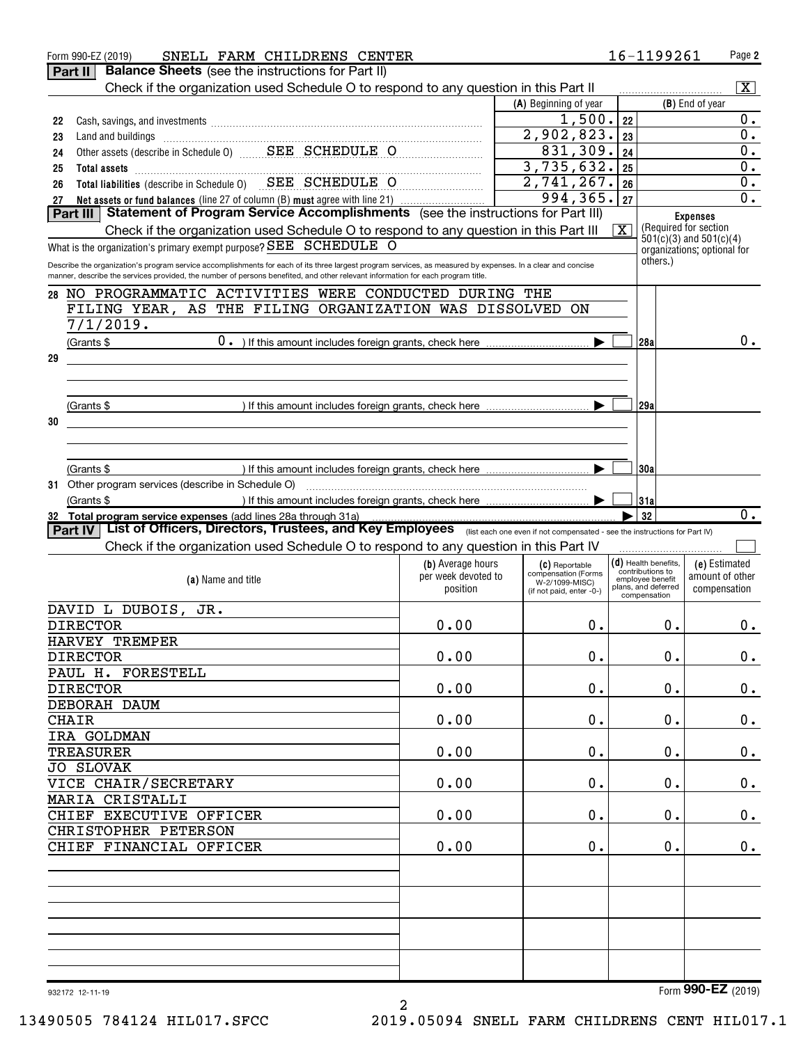Form 990-EZ (2019) SNELL FARM CHILDRENS CENTER 16-1199261 Page **2**

## Part II Balance Sheets (see the instructions for Part II)

Check if the organization used Schedule O to respond to any question in this Part II [X]

| | | (A) Beginning of year | | (B) End of year |
|---|---|---|---|---|
| 22 | Cash, savings, and investments | 1,500. | 22 | 0. |
| 23 | Land and buildings | 2,902,823. | 23 | 0. |
| 24 | Other assets (describe in Schedule O) SEE SCHEDULE O | 831,309. | 24 | 0. |
| 25 | **Total assets** | 3,735,632. | 25 | 0. |
| 26 | **Total liabilities** (describe in Schedule O) SEE SCHEDULE O | 2,741,267. | 26 | 0. |
| 27 | **Net assets or fund balances** (line 27 of column (B) **must** agree with line 21) | 994,365. | 27 | 0. |

## Part III Statement of Program Service Accomplishments (see the instructions for Part III)

Check if the organization used Schedule O to respond to any question in this Part III [X]

**Expenses** (Required for section 501(c)(3) and 501(c)(4) organizations; optional for others.)

What is the organization's primary exempt purpose? SEE SCHEDULE O

Describe the organization's program service accomplishments for each of its three largest program services, as measured by expenses. In a clear and concise manner, describe the services provided, the number of persons benefited, and other relevant information for each program title.

**28** NO PROGRAMMATIC ACTIVITIES WERE CONDUCTED DURING THE FILING YEAR, AS THE FILING ORGANIZATION WAS DISSOLVED ON 7/1/2019.

(Grants $ 0. ) If this amount includes foreign grants, check here [ ] **28a** 0.

**29**

(Grants $ ) If this amount includes foreign grants, check here [ ] **29a**

**30**

(Grants $ ) If this amount includes foreign grants, check here [ ] **30a**

**31** Other program services (describe in Schedule O)

(Grants $ ) If this amount includes foreign grants, check here [ ] **31a**

**32** **Total program service expenses** (add lines 28a through 31a) **32** 0.

## Part IV List of Officers, Directors, Trustees, and Key Employees (list each one even if not compensated - see the instructions for Part IV)

Check if the organization used Schedule O to respond to any question in this Part IV [ ]

| (a) Name and title | (b) Average hours per week devoted to position | (c) Reportable compensation (Forms W-2/1099-MISC) (if not paid, enter -0-) | (d) Health benefits, contributions to employee benefit plans, and deferred compensation | (e) Estimated amount of other compensation |
|---|---|---|---|---|
| DAVID L DUBOIS, JR.<br>DIRECTOR | 0.00 | 0. | 0. | 0. |
| HARVEY TREMPER<br>DIRECTOR | 0.00 | 0. | 0. | 0. |
| PAUL H. FORESTELL<br>DIRECTOR | 0.00 | 0. | 0. | 0. |
| DEBORAH DAUM<br>CHAIR | 0.00 | 0. | 0. | 0. |
| IRA GOLDMAN<br>TREASURER | 0.00 | 0. | 0. | 0. |
| JO SLOVAK<br>VICE CHAIR/SECRETARY | 0.00 | 0. | 0. | 0. |
| MARIA CRISTALLI<br>CHIEF EXECUTIVE OFFICER | 0.00 | 0. | 0. | 0. |
| CHRISTOPHER PETERSON<br>CHIEF FINANCIAL OFFICER | 0.00 | 0. | 0. | 0. |

932172 12-11-19 Form **990-EZ** (2019)

13490505 784124 HIL017.SFCC 2019.05094 SNELL FARM CHILDRENS CENT HIL017.1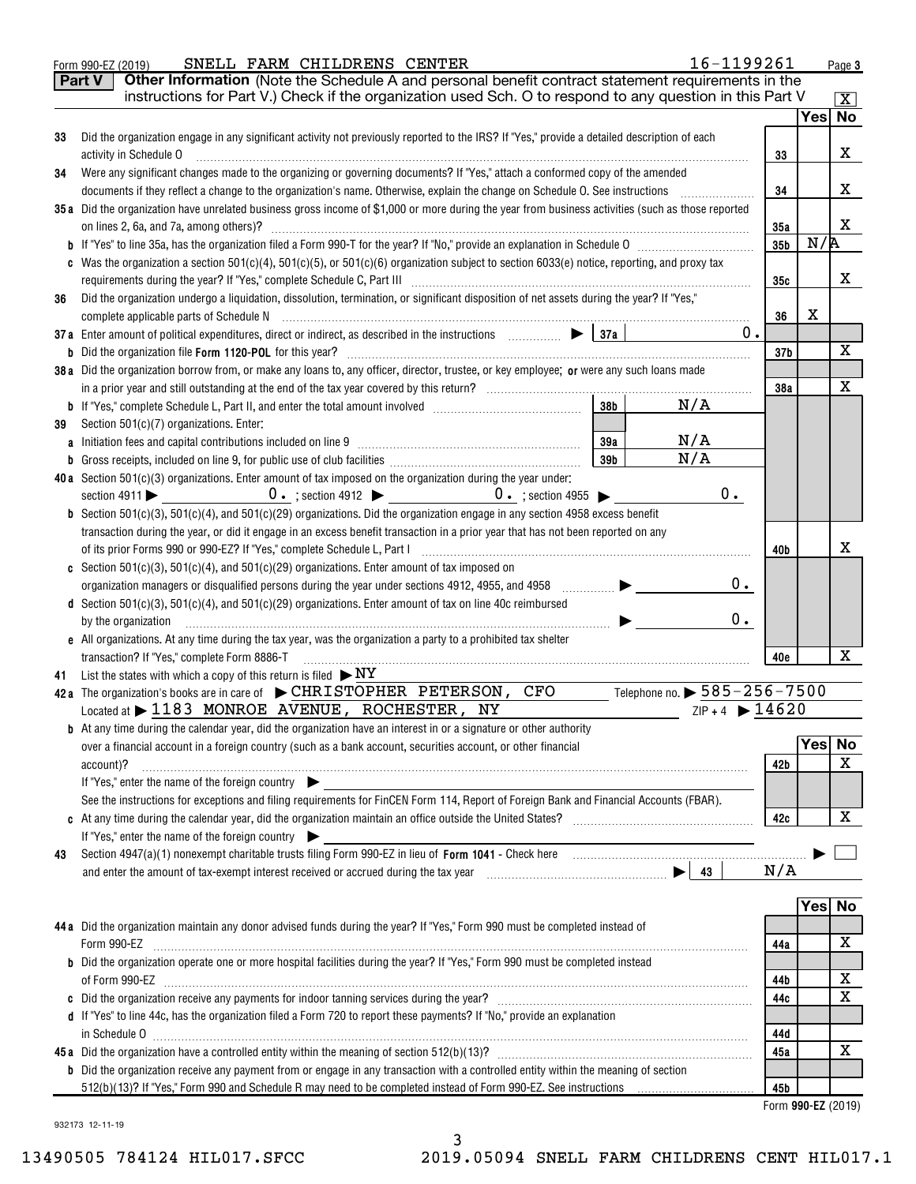Form 990-EZ (2019) SNELL FARM CHILDRENS CENTER 16-1199261 Page 3

**Part V** **Other Information** (Note the Schedule A and personal benefit contract statement requirements in the instructions for Part V.) Check if the organization used Sch. O to respond to any question in this Part V [X]

| | | | Yes | No |
|---|---|---|---|---|
| 33 | Did the organization engage in any significant activity not previously reported to the IRS? If "Yes," provide a detailed description of each activity in Schedule O | 33 | | X |
| 34 | Were any significant changes made to the organizing or governing documents? If "Yes," attach a conformed copy of the amended documents if they reflect a change to the organization's name. Otherwise, explain the change on Schedule O. See instructions | 34 | | X |
| 35a | Did the organization have unrelated business gross income of $1,000 or more during the year from business activities (such as those reported on lines 2, 6a, and 7a, among others)? | 35a | | X |
| b | If "Yes" to line 35a, has the organization filed a Form 990-T for the year? If "No," provide an explanation in Schedule O | 35b | N/A | |
| c | Was the organization a section 501(c)(4), 501(c)(5), or 501(c)(6) organization subject to section 6033(e) notice, reporting, and proxy tax requirements during the year? If "Yes," complete Schedule C, Part III | 35c | | X |
| 36 | Did the organization undergo a liquidation, dissolution, termination, or significant disposition of net assets during the year? If "Yes," complete applicable parts of Schedule N | 36 | X | |
| 37a | Enter amount of political expenditures, direct or indirect, as described in the instructions ▶ 37a 0. | | | |
| b | Did the organization file **Form 1120-POL** for this year? | 37b | | X |
| 38a | Did the organization borrow from, or make any loans to, any officer, director, trustee, or key employee; **or** were any such loans made in a prior year and still outstanding at the end of the tax year covered by this return? | 38a | | X |
| b | If "Yes," complete Schedule L, Part II, and enter the total amount involved 38b N/A | | | |
| 39 | Section 501(c)(7) organizations. Enter: | | | |
| a | Initiation fees and capital contributions included on line 9 39a N/A | | | |
| b | Gross receipts, included on line 9, for public use of club facilities 39b N/A | | | |
| 40a | Section 501(c)(3) organizations. Enter amount of tax imposed on the organization during the year under: section 4911 ▶ 0. ; section 4912 ▶ 0. ; section 4955 ▶ 0. | | | |
| b | Section 501(c)(3), 501(c)(4), and 501(c)(29) organizations. Did the organization engage in any section 4958 excess benefit transaction during the year, or did it engage in an excess benefit transaction in a prior year that has not been reported on any of its prior Forms 990 or 990-EZ? If "Yes," complete Schedule L, Part I | 40b | | X |
| c | Section 501(c)(3), 501(c)(4), and 501(c)(29) organizations. Enter amount of tax imposed on organization managers or disqualified persons during the year under sections 4912, 4955, and 4958 ▶ 0. | | | |
| d | Section 501(c)(3), 501(c)(4), and 501(c)(29) organizations. Enter amount of tax on line 40c reimbursed by the organization ▶ 0. | | | |
| e | All organizations. At any time during the tax year, was the organization a party to a prohibited tax shelter transaction? If "Yes," complete Form 8886-T | 40e | | X |

41 List the states with which a copy of this return is filed ▶ NY

42a The organization's books are in care of ▶ CHRISTOPHER PETERSON, CFO Telephone no. ▶ 585-256-7500
Located at ▶ 1183 MONROE AVENUE, ROCHESTER, NY ZIP + 4 ▶ 14620

| | | | Yes | No |
|---|---|---|---|---|
| b | At any time during the calendar year, did the organization have an interest in or a signature or other authority over a financial account in a foreign country (such as a bank account, securities account, or other financial account)? If "Yes," enter the name of the foreign country ▶ See the instructions for exceptions and filing requirements for FinCEN Form 114, Report of Foreign Bank and Financial Accounts (FBAR). | 42b | | X |
| c | At any time during the calendar year, did the organization maintain an office outside the United States? If "Yes," enter the name of the foreign country ▶ | 42c | | X |

43 Section 4947(a)(1) nonexempt charitable trusts filing Form 990-EZ in lieu of **Form 1041** - Check here ▶ [ ]
and enter the amount of tax-exempt interest received or accrued during the tax year ▶ 43 N/A

| | | | Yes | No |
|---|---|---|---|---|
| 44a | Did the organization maintain any donor advised funds during the year? If "Yes," Form 990 must be completed instead of Form 990-EZ | 44a | | X |
| b | Did the organization operate one or more hospital facilities during the year? If "Yes," Form 990 must be completed instead of Form 990-EZ | 44b | | X |
| c | Did the organization receive any payments for indoor tanning services during the year? | 44c | | X |
| d | If "Yes" to line 44c, has the organization filed a Form 720 to report these payments? If "No," provide an explanation in Schedule O | 44d | | |
| 45a | Did the organization have a controlled entity within the meaning of section 512(b)(13)? | 45a | | X |
| b | Did the organization receive any payment from or engage in any transaction with a controlled entity within the meaning of section 512(b)(13)? If "Yes," Form 990 and Schedule R may need to be completed instead of Form 990-EZ. See instructions | 45b | | |

Form **990-EZ** (2019)

932173 12-11-19

13490505 784124 HIL017.SFCC 2019.05094 SNELL FARM CHILDRENS CENT HIL017.1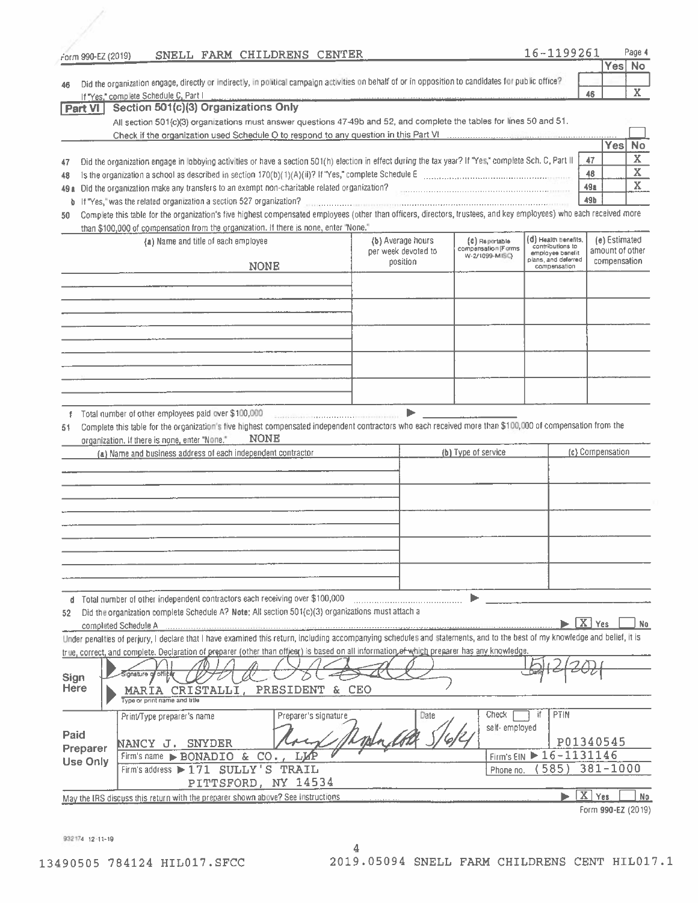Form 990-EZ (2019) SNELL FARM CHILDRENS CENTER 16-1199261

| | | | Yes | No |
|---|---|---|---|---|
| 46 | Did the organization engage, directly or indirectly, in political campaign activities on behalf of or in opposition to candidates for public office? If "Yes," complete Schedule C, Part I | 46 | | X |

**Part VI Section 501(c)(3) Organizations Only**

All section 501(c)(3) organizations must answer questions 47-49b and 52, and complete the tables for lines 50 and 51.

Check if the organization used Schedule O to respond to any question in this Part VI

| | | | Yes | No |
|---|---|---|---|---|
| 47 | Did the organization engage in lobbying activities or have a section 501(h) election in effect during the tax year? If "Yes," complete Sch. C, Part II | 47 | | X |
| 48 | Is the organization a school as described in section 170(b)(1)(A)(ii)? If "Yes," complete Schedule E | 48 | | X |
| 49a | Did the organization make any transfers to an exempt non-charitable related organization? | 49a | | X |
| b | If "Yes," was the related organization a section 527 organization? | 49b | | |

50 Complete this table for the organization's five highest compensated employees (other than officers, directors, trustees, and key employees) who each received more than $100,000 of compensation from the organization. If there is none, enter "None."

| (a) Name and title of each employee | (b) Average hours per week devoted to position | (c) Reportable compensation (Forms W-2/1099-MISC) | (d) Health benefits, contributions to employee benefit plans, and deferred compensation | (e) Estimated amount of other compensation |
|---|---|---|---|---|
| NONE | | | | |

f Total number of other employees paid over $100,000

51 Complete this table for the organization's five highest compensated independent contractors who each received more than $100,000 of compensation from the organization. If there is none, enter "None." NONE

| (a) Name and business address of each independent contractor | (b) Type of service | (c) Compensation |
|---|---|---|
| | | |

d Total number of other independent contractors each receiving over $100,000

52 Did the organization complete Schedule A? **Note:** All section 501(c)(3) organizations must attach a completed Schedule A ▶ [X] Yes [ ] No

Under penalties of perjury, I declare that I have examined this return, including accompanying schedules and statements, and to the best of my knowledge and belief, it is true, correct, and complete. Declaration of preparer (other than officer) is based on all information of which preparer has any knowledge.

**Sign Here**

Signature of officer: [signature] Date: 5/12/2021

MARIA CRISTALLI, PRESIDENT & CEO
Type or print name and title

**Paid Preparer Use Only**

| Print/Type preparer's name | Preparer's signature | Date | Check if self-employed | PTIN |
|---|---|---|---|---|
| NANCY J. SNYDER | [signature] | 5/6/21 | | P01340545 |
| Firm's name ▶ BONADIO & CO., LLP | | | Firm's EIN ▶ 16-1131146 | |
| Firm's address ▶ 171 SULLY'S TRAIL PITTSFORD, NY 14534 | | | Phone no. (585) 381-1000 | |

May the IRS discuss this return with the preparer shown above? See instructions ▶ [X] Yes [ ] No

Form **990-EZ** (2019)

932174 12-11-19

13490505 784124 HIL017.SFCC 2019.05094 SNELL FARM CHILDRENS CENT HIL017.1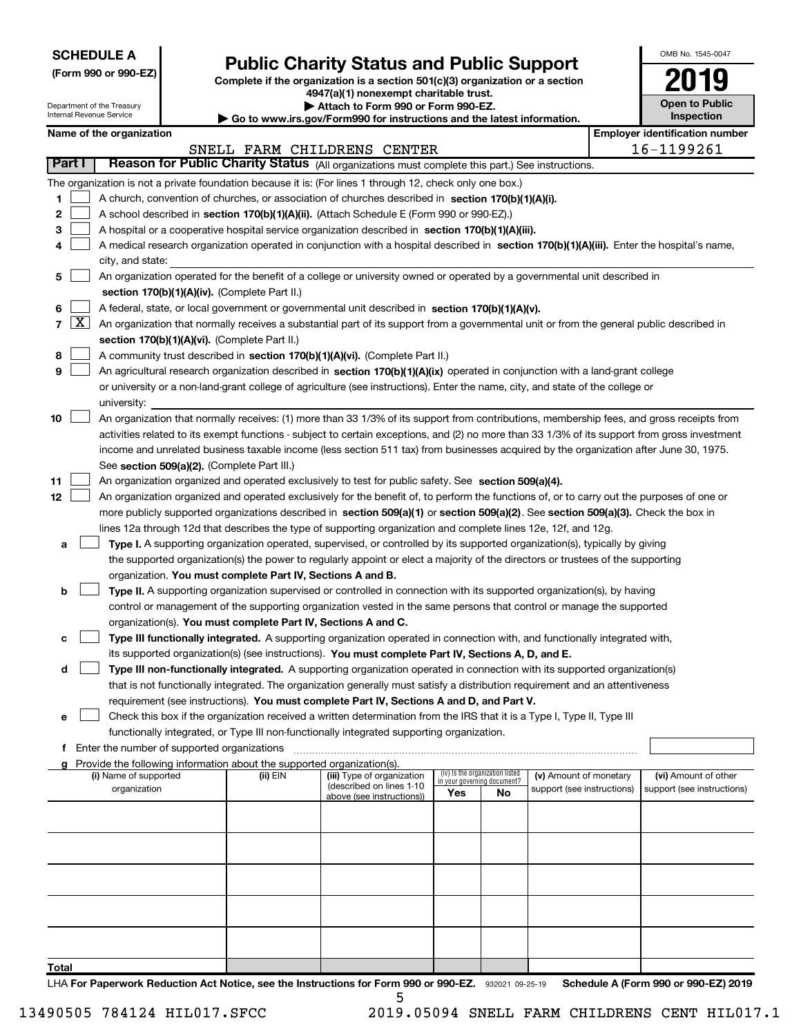**SCHEDULE A**
**(Form 990 or 990-EZ)**

Department of the Treasury
Internal Revenue Service

# Public Charity Status and Public Support

**Complete if the organization is a section 501(c)(3) organization or a section 4947(a)(1) nonexempt charitable trust.**
**▶ Attach to Form 990 or Form 990-EZ.**
**▶ Go to www.irs.gov/Form990 for instructions and the latest information.**

OMB No. 1545-0047
**2019**
**Open to Public Inspection**

**Name of the organization:** SNELL FARM CHILDRENS CENTER
**Employer identification number:** 16-1199261

## Part I — Reason for Public Charity Status (All organizations must complete this part.) See instructions.

The organization is not a private foundation because it is: (For lines 1 through 12, check only one box.)

1. [ ] A church, convention of churches, or association of churches described in **section 170(b)(1)(A)(i).**
2. [ ] A school described in **section 170(b)(1)(A)(ii).** (Attach Schedule E (Form 990 or 990-EZ).)
3. [ ] A hospital or a cooperative hospital service organization described in **section 170(b)(1)(A)(iii).**
4. [ ] A medical research organization operated in conjunction with a hospital described in **section 170(b)(1)(A)(iii).** Enter the hospital's name, city, and state:
5. [ ] An organization operated for the benefit of a college or university owned or operated by a governmental unit described in **section 170(b)(1)(A)(iv).** (Complete Part II.)
6. [ ] A federal, state, or local government or governmental unit described in **section 170(b)(1)(A)(v).**
7. [X] An organization that normally receives a substantial part of its support from a governmental unit or from the general public described in **section 170(b)(1)(A)(vi).** (Complete Part II.)
8. [ ] A community trust described in **section 170(b)(1)(A)(vi).** (Complete Part II.)
9. [ ] An agricultural research organization described in **section 170(b)(1)(A)(ix)** operated in conjunction with a land-grant college or university or a non-land-grant college of agriculture (see instructions). Enter the name, city, and state of the college or university:
10. [ ] An organization that normally receives: (1) more than 33 1/3% of its support from contributions, membership fees, and gross receipts from activities related to its exempt functions - subject to certain exceptions, and (2) no more than 33 1/3% of its support from gross investment income and unrelated business taxable income (less section 511 tax) from businesses acquired by the organization after June 30, 1975. See **section 509(a)(2).** (Complete Part III.)
11. [ ] An organization organized and operated exclusively to test for public safety. See **section 509(a)(4).**
12. [ ] An organization organized and operated exclusively for the benefit of, to perform the functions of, or to carry out the purposes of one or more publicly supported organizations described in **section 509(a)(1)** or **section 509(a)(2)**. See **section 509(a)(3).** Check the box in lines 12a through 12d that describes the type of supporting organization and complete lines 12e, 12f, and 12g.

   a. [ ] **Type I.** A supporting organization operated, supervised, or controlled by its supported organization(s), typically by giving the supported organization(s) the power to regularly appoint or elect a majority of the directors or trustees of the supporting organization. **You must complete Part IV, Sections A and B.**
   
   b. [ ] **Type II.** A supporting organization supervised or controlled in connection with its supported organization(s), by having control or management of the supporting organization vested in the same persons that control or manage the supported organization(s). **You must complete Part IV, Sections A and C.**
   
   c. [ ] **Type III functionally integrated.** A supporting organization operated in connection with, and functionally integrated with, its supported organization(s) (see instructions). **You must complete Part IV, Sections A, D, and E.**
   
   d. [ ] **Type III non-functionally integrated.** A supporting organization operated in connection with its supported organization(s) that is not functionally integrated. The organization generally must satisfy a distribution requirement and an attentiveness requirement (see instructions). **You must complete Part IV, Sections A and D, and Part V.**
   
   e. [ ] Check this box if the organization received a written determination from the IRS that it is a Type I, Type II, Type III functionally integrated, or Type III non-functionally integrated supporting organization.
   
   f. Enter the number of supported organizations
   
   g. Provide the following information about the supported organization(s).

| (i) Name of supported organization | (ii) EIN | (iii) Type of organization (described on lines 1-10 above (see instructions)) | (iv) Is the organization listed in your governing document? Yes | No | (v) Amount of monetary support (see instructions) | (vi) Amount of other support (see instructions) |
|---|---|---|---|---|---|---|
| | | | | | | |
| | | | | | | |
| | | | | | | |
| | | | | | | |
| | | | | | | |
| **Total** | | | | | | |

LHA **For Paperwork Reduction Act Notice, see the Instructions for Form 990 or 990-EZ.** 932021 09-25-19 **Schedule A (Form 990 or 990-EZ) 2019**

13490505 784124 HIL017.SFCC 2019.05094 SNELL FARM CHILDRENS CENT HIL017.1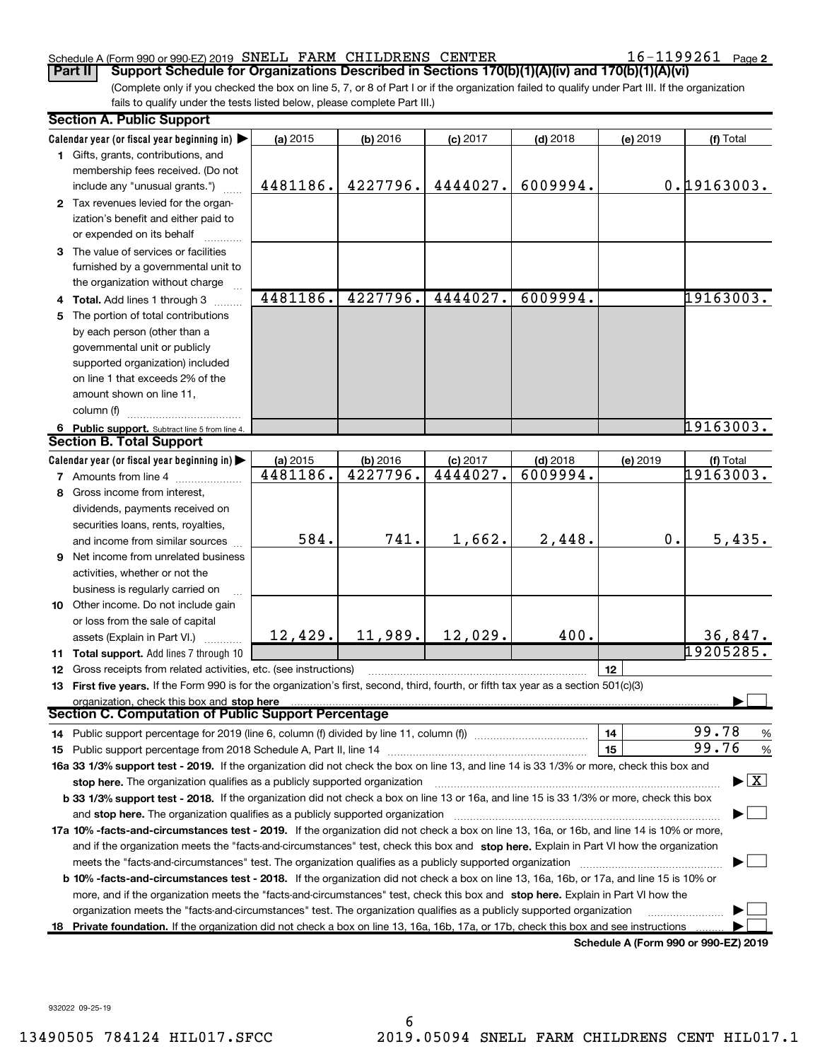Schedule A (Form 990 or 990-EZ) 2019 SNELL FARM CHILDRENS CENTER 16-1199261 Page 2

**Part II Support Schedule for Organizations Described in Sections 170(b)(1)(A)(iv) and 170(b)(1)(A)(vi)**

(Complete only if you checked the box on line 5, 7, or 8 of Part I or if the organization failed to qualify under Part III. If the organization fails to qualify under the tests listed below, please complete Part III.)

## Section A. Public Support

| Calendar year (or fiscal year beginning in) ▶ | (a) 2015 | (b) 2016 | (c) 2017 | (d) 2018 | (e) 2019 | (f) Total |
|---|---|---|---|---|---|---|
| **1** Gifts, grants, contributions, and membership fees received. (Do not include any "unusual grants.") | 4481186. | 4227796. | 4444027. | 6009994. | 0. | 19163003. |
| **2** Tax revenues levied for the organization's benefit and either paid to or expended on its behalf | | | | | | |
| **3** The value of services or facilities furnished by a governmental unit to the organization without charge | | | | | | |
| **4 Total.** Add lines 1 through 3 | 4481186. | 4227796. | 4444027. | 6009994. | | 19163003. |
| **5** The portion of total contributions by each person (other than a governmental unit or publicly supported organization) included on line 1 that exceeds 2% of the amount shown on line 11, column (f) | | | | | | |
| **6 Public support.** Subtract line 5 from line 4. | | | | | | 19163003. |

## Section B. Total Support

| Calendar year (or fiscal year beginning in) ▶ | (a) 2015 | (b) 2016 | (c) 2017 | (d) 2018 | (e) 2019 | (f) Total |
|---|---|---|---|---|---|---|
| **7** Amounts from line 4 | 4481186. | 4227796. | 4444027. | 6009994. | | 19163003. |
| **8** Gross income from interest, dividends, payments received on securities loans, rents, royalties, and income from similar sources | 584. | 741. | 1,662. | 2,448. | 0. | 5,435. |
| **9** Net income from unrelated business activities, whether or not the business is regularly carried on | | | | | | |
| **10** Other income. Do not include gain or loss from the sale of capital assets (Explain in Part VI.) | 12,429. | 11,989. | 12,029. | 400. | | 36,847. |
| **11 Total support.** Add lines 7 through 10 | | | | | | 19205285. |
| **12** Gross receipts from related activities, etc. (see instructions) | | | | | 12 | |

**13 First five years.** If the Form 990 is for the organization's first, second, third, fourth, or fifth tax year as a section 501(c)(3) organization, check this box and **stop here** ▶ ☐

## Section C. Computation of Public Support Percentage

| | | |
|---|---|---|
| **14** Public support percentage for 2019 (line 6, column (f) divided by line 11, column (f)) | 14 | 99.78 % |
| **15** Public support percentage from 2018 Schedule A, Part II, line 14 | 15 | 99.76 % |

**16a 33 1/3% support test - 2019.** If the organization did not check the box on line 13, and line 14 is 33 1/3% or more, check this box and **stop here.** The organization qualifies as a publicly supported organization ▶ ☒

**b 33 1/3% support test - 2018.** If the organization did not check a box on line 13 or 16a, and line 15 is 33 1/3% or more, check this box and **stop here.** The organization qualifies as a publicly supported organization ▶ ☐

**17a 10% -facts-and-circumstances test - 2019.** If the organization did not check a box on line 13, 16a, or 16b, and line 14 is 10% or more, and if the organization meets the "facts-and-circumstances" test, check this box and **stop here.** Explain in Part VI how the organization meets the "facts-and-circumstances" test. The organization qualifies as a publicly supported organization ▶ ☐

**b 10% -facts-and-circumstances test - 2018.** If the organization did not check a box on line 13, 16a, 16b, or 17a, and line 15 is 10% or more, and if the organization meets the "facts-and-circumstances" test, check this box and **stop here.** Explain in Part VI how the organization meets the "facts-and-circumstances" test. The organization qualifies as a publicly supported organization ▶ ☐

**18 Private foundation.** If the organization did not check a box on line 13, 16a, 16b, 17a, or 17b, check this box and see instructions ▶ ☐

**Schedule A (Form 990 or 990-EZ) 2019**

932022 09-25-19

13490505 784124 HIL017.SFCC 2019.05094 SNELL FARM CHILDRENS CENT HIL017.1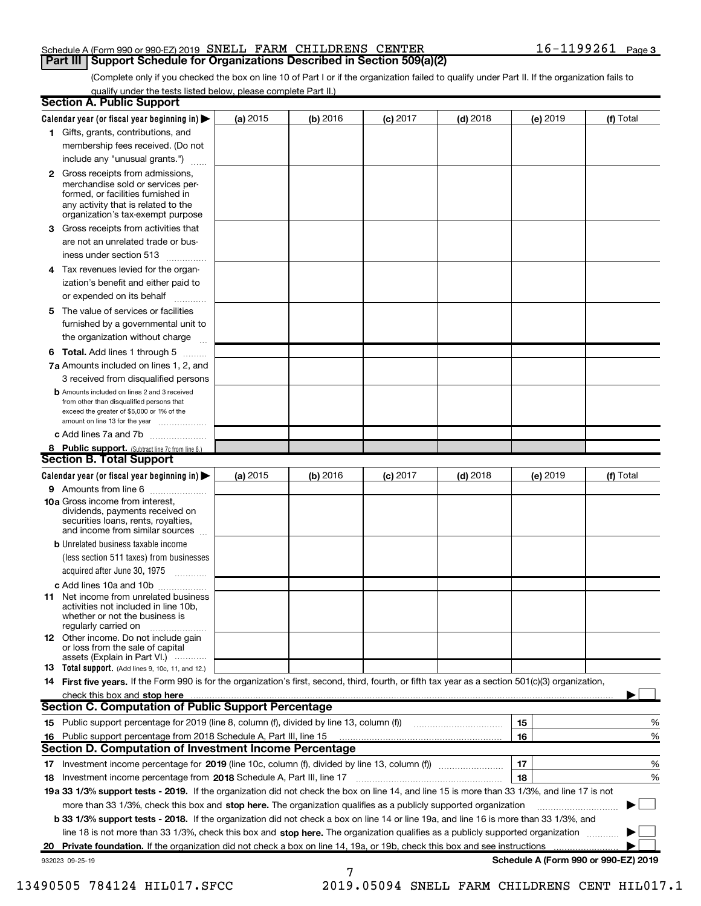Schedule A (Form 990 or 990-EZ) 2019 SNELL FARM CHILDRENS CENTER 16-1199261 Page 3

## Part III Support Schedule for Organizations Described in Section 509(a)(2)

(Complete only if you checked the box on line 10 of Part I or if the organization failed to qualify under Part II. If the organization fails to qualify under the tests listed below, please complete Part II.)

### Section A. Public Support

| Calendar year (or fiscal year beginning in) ▶ | (a) 2015 | (b) 2016 | (c) 2017 | (d) 2018 | (e) 2019 | (f) Total |
|---|---|---|---|---|---|---|
| **1** Gifts, grants, contributions, and membership fees received. (Do not include any "unusual grants.") | | | | | | |
| **2** Gross receipts from admissions, merchandise sold or services performed, or facilities furnished in any activity that is related to the organization's tax-exempt purpose | | | | | | |
| **3** Gross receipts from activities that are not an unrelated trade or business under section 513 | | | | | | |
| **4** Tax revenues levied for the organization's benefit and either paid to or expended on its behalf | | | | | | |
| **5** The value of services or facilities furnished by a governmental unit to the organization without charge | | | | | | |
| **6 Total.** Add lines 1 through 5 | | | | | | |
| **7a** Amounts included on lines 1, 2, and 3 received from disqualified persons | | | | | | |
| **b** Amounts included on lines 2 and 3 received from other than disqualified persons that exceed the greater of $5,000 or 1% of the amount on line 13 for the year | | | | | | |
| **c** Add lines 7a and 7b | | | | | | |
| **8 Public support.** (Subtract line 7c from line 6.) | | | | | | |

### Section B. Total Support

| Calendar year (or fiscal year beginning in) ▶ | (a) 2015 | (b) 2016 | (c) 2017 | (d) 2018 | (e) 2019 | (f) Total |
|---|---|---|---|---|---|---|
| **9** Amounts from line 6 | | | | | | |
| **10a** Gross income from interest, dividends, payments received on securities loans, rents, royalties, and income from similar sources | | | | | | |
| **b** Unrelated business taxable income (less section 511 taxes) from businesses acquired after June 30, 1975 | | | | | | |
| **c** Add lines 10a and 10b | | | | | | |
| **11** Net income from unrelated business activities not included in line 10b, whether or not the business is regularly carried on | | | | | | |
| **12** Other income. Do not include gain or loss from the sale of capital assets (Explain in Part VI.) | | | | | | |
| **13 Total support.** (Add lines 9, 10c, 11, and 12.) | | | | | | |

**14 First five years.** If the Form 990 is for the organization's first, second, third, fourth, or fifth tax year as a section 501(c)(3) organization, check this box and **stop here** ▶ ☐

### Section C. Computation of Public Support Percentage

| | | | |
|---|---|---|---|
| **15** | Public support percentage for 2019 (line 8, column (f), divided by line 13, column (f)) | 15 | % |
| **16** | Public support percentage from 2018 Schedule A, Part III, line 15 | 16 | % |

### Section D. Computation of Investment Income Percentage

| | | | |
|---|---|---|---|
| **17** | Investment income percentage for **2019** (line 10c, column (f), divided by line 13, column (f)) | 17 | % |
| **18** | Investment income percentage from **2018** Schedule A, Part III, line 17 | 18 | % |

**19a 33 1/3% support tests - 2019.** If the organization did not check the box on line 14, and line 15 is more than 33 1/3%, and line 17 is not more than 33 1/3%, check this box and **stop here.** The organization qualifies as a publicly supported organization ▶ ☐

**b 33 1/3% support tests - 2018.** If the organization did not check a box on line 14 or line 19a, and line 16 is more than 33 1/3%, and line 18 is not more than 33 1/3%, check this box and **stop here.** The organization qualifies as a publicly supported organization ▶ ☐

**20 Private foundation.** If the organization did not check a box on line 14, 19a, or 19b, check this box and see instructions ▶ ☐

932023 09-25-19 **Schedule A (Form 990 or 990-EZ) 2019**

13490505 784124 HIL017.SFCC 2019.05094 SNELL FARM CHILDRENS CENT HIL017.1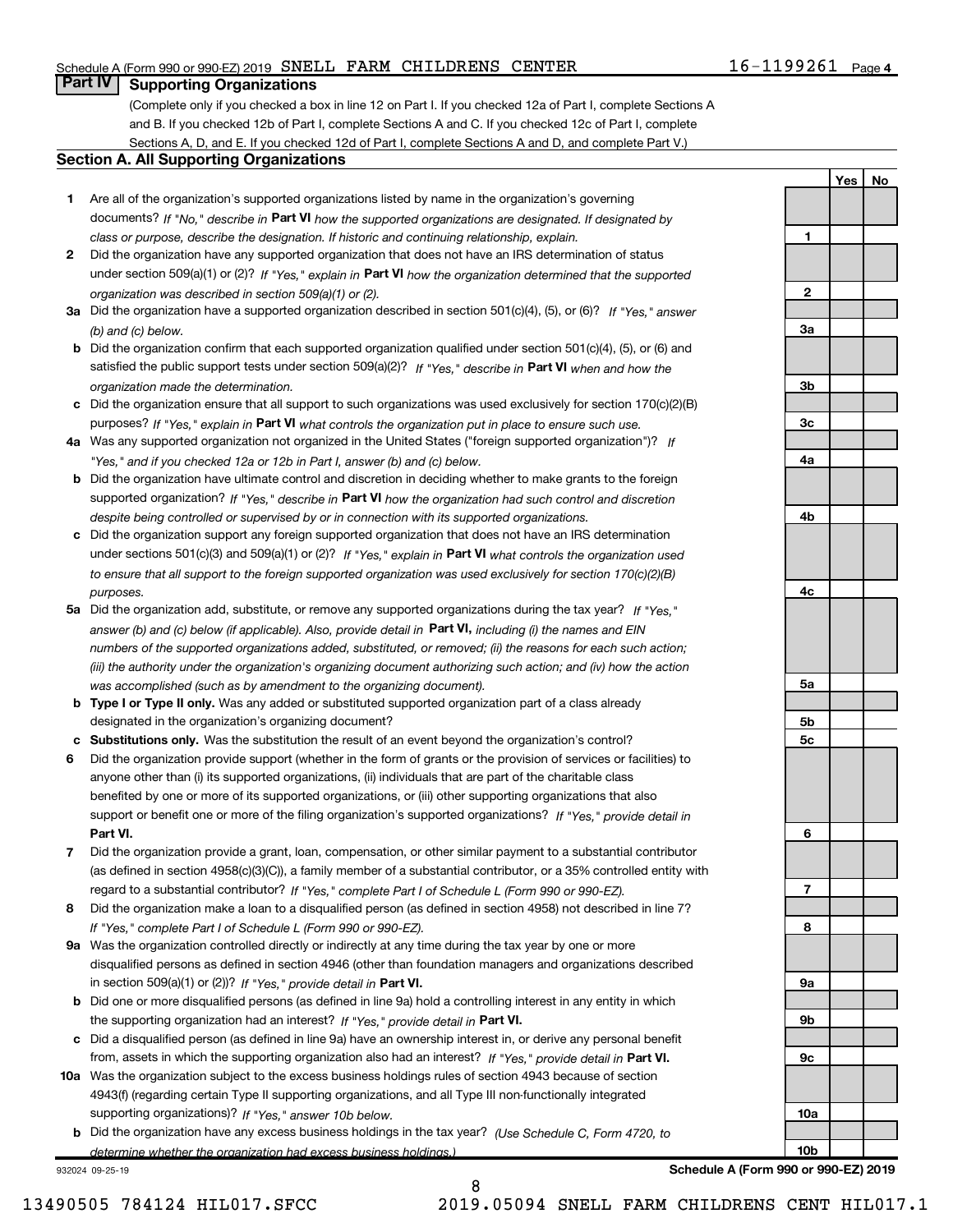Schedule A (Form 990 or 990-EZ) 2019 SNELL FARM CHILDRENS CENTER 16-1199261 Page 4

## Part IV Supporting Organizations

(Complete only if you checked a box in line 12 on Part I. If you checked 12a of Part I, complete Sections A and B. If you checked 12b of Part I, complete Sections A and C. If you checked 12c of Part I, complete Sections A, D, and E. If you checked 12d of Part I, complete Sections A and D, and complete Part V.)

### Section A. All Supporting Organizations

| | | Line | Yes | No |
|---|---|---|---|---|
| **1** | Are all of the organization's supported organizations listed by name in the organization's governing documents? *If "No," describe in* **Part VI** *how the supported organizations are designated. If designated by class or purpose, describe the designation. If historic and continuing relationship, explain.* | 1 | | |
| **2** | Did the organization have any supported organization that does not have an IRS determination of status under section 509(a)(1) or (2)? *If "Yes," explain in* **Part VI** *how the organization determined that the supported organization was described in section 509(a)(1) or (2).* | 2 | | |
| **3a** | Did the organization have a supported organization described in section 501(c)(4), (5), or (6)? *If "Yes," answer (b) and (c) below.* | 3a | | |
| **b** | Did the organization confirm that each supported organization qualified under section 501(c)(4), (5), or (6) and satisfied the public support tests under section 509(a)(2)? *If "Yes," describe in* **Part VI** *when and how the organization made the determination.* | 3b | | |
| **c** | Did the organization ensure that all support to such organizations was used exclusively for section 170(c)(2)(B) purposes? *If "Yes," explain in* **Part VI** *what controls the organization put in place to ensure such use.* | 3c | | |
| **4a** | Was any supported organization not organized in the United States ("foreign supported organization")? *If "Yes," and if you checked 12a or 12b in Part I, answer (b) and (c) below.* | 4a | | |
| **b** | Did the organization have ultimate control and discretion in deciding whether to make grants to the foreign supported organization? *If "Yes," describe in* **Part VI** *how the organization had such control and discretion despite being controlled or supervised by or in connection with its supported organizations.* | 4b | | |
| **c** | Did the organization support any foreign supported organization that does not have an IRS determination under sections 501(c)(3) and 509(a)(1) or (2)? *If "Yes," explain in* **Part VI** *what controls the organization used to ensure that all support to the foreign supported organization was used exclusively for section 170(c)(2)(B) purposes.* | 4c | | |
| **5a** | Did the organization add, substitute, or remove any supported organizations during the tax year? *If "Yes," answer (b) and (c) below (if applicable). Also, provide detail in* **Part VI,** *including (i) the names and EIN numbers of the supported organizations added, substituted, or removed; (ii) the reasons for each such action; (iii) the authority under the organization's organizing document authorizing such action; and (iv) how the action was accomplished (such as by amendment to the organizing document).* | 5a | | |
| **b** | **Type I or Type II only.** Was any added or substituted supported organization part of a class already designated in the organization's organizing document? | 5b | | |
| **c** | **Substitutions only.** Was the substitution the result of an event beyond the organization's control? | 5c | | |
| **6** | Did the organization provide support (whether in the form of grants or the provision of services or facilities) to anyone other than (i) its supported organizations, (ii) individuals that are part of the charitable class benefited by one or more of its supported organizations, or (iii) other supporting organizations that also support or benefit one or more of the filing organization's supported organizations? *If "Yes," provide detail in* **Part VI.** | 6 | | |
| **7** | Did the organization provide a grant, loan, compensation, or other similar payment to a substantial contributor (as defined in section 4958(c)(3)(C)), a family member of a substantial contributor, or a 35% controlled entity with regard to a substantial contributor? *If "Yes," complete Part I of Schedule L (Form 990 or 990-EZ).* | 7 | | |
| **8** | Did the organization make a loan to a disqualified person (as defined in section 4958) not described in line 7? *If "Yes," complete Part I of Schedule L (Form 990 or 990-EZ).* | 8 | | |
| **9a** | Was the organization controlled directly or indirectly at any time during the tax year by one or more disqualified persons as defined in section 4946 (other than foundation managers and organizations described in section 509(a)(1) or (2))? *If "Yes," provide detail in* **Part VI.** | 9a | | |
| **b** | Did one or more disqualified persons (as defined in line 9a) hold a controlling interest in any entity in which the supporting organization had an interest? *If "Yes," provide detail in* **Part VI.** | 9b | | |
| **c** | Did a disqualified person (as defined in line 9a) have an ownership interest in, or derive any personal benefit from, assets in which the supporting organization also had an interest? *If "Yes," provide detail in* **Part VI.** | 9c | | |
| **10a** | Was the organization subject to the excess business holdings rules of section 4943 because of section 4943(f) (regarding certain Type II supporting organizations, and all Type III non-functionally integrated supporting organizations)? *If "Yes," answer 10b below.* | 10a | | |
| **b** | Did the organization have any excess business holdings in the tax year? *(Use Schedule C, Form 4720, to determine whether the organization had excess business holdings.)* | 10b | | |

932024 09-25-19

**Schedule A (Form 990 or 990-EZ) 2019**

13490505 784124 HIL017.SFCC 2019.05094 SNELL FARM CHILDRENS CENT HIL017.1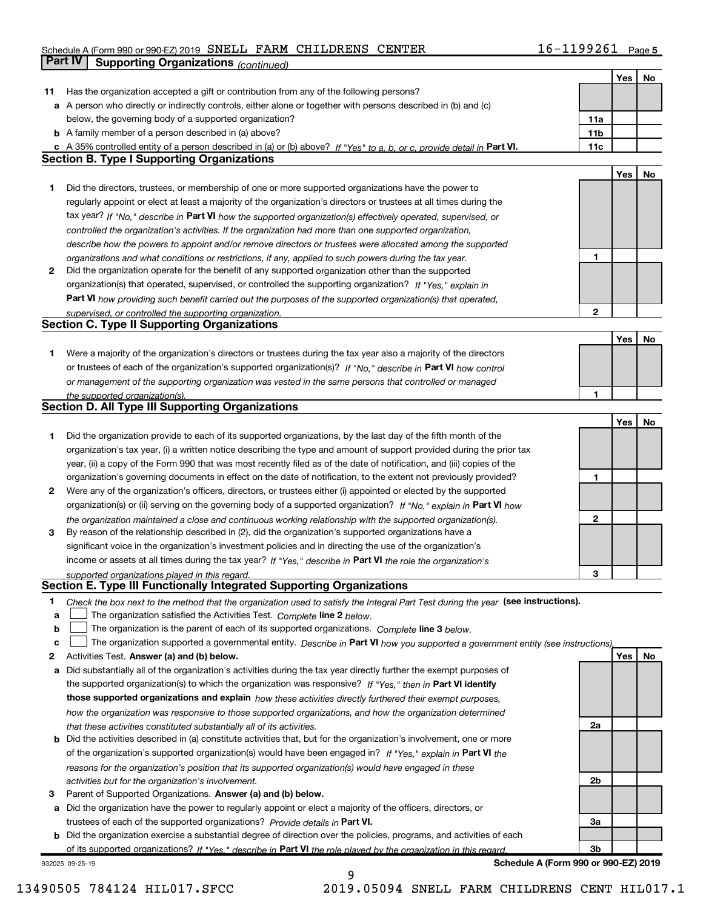Schedule A (Form 990 or 990-EZ) 2019 SNELL FARM CHILDRENS CENTER 16-1199261 Page 5

## Part IV Supporting Organizations *(continued)*

| | | | Yes | No |
|---|---|---|---|---|
| **11** | Has the organization accepted a gift or contribution from any of the following persons? | | | |
| **a** | A person who directly or indirectly controls, either alone or together with persons described in (b) and (c) below, the governing body of a supported organization? | **11a** | | |
| **b** | A family member of a person described in (a) above? | **11b** | | |
| **c** | A 35% controlled entity of a person described in (a) or (b) above? *If "Yes" to a, b, or c, provide detail in* **Part VI.** | **11c** | | |

### Section B. Type I Supporting Organizations

| | | | Yes | No |
|---|---|---|---|---|
| **1** | Did the directors, trustees, or membership of one or more supported organizations have the power to regularly appoint or elect at least a majority of the organization's directors or trustees at all times during the tax year? *If "No," describe in* **Part VI** *how the supported organization(s) effectively operated, supervised, or controlled the organization's activities. If the organization had more than one supported organization, describe how the powers to appoint and/or remove directors or trustees were allocated among the supported organizations and what conditions or restrictions, if any, applied to such powers during the tax year.* | **1** | | |
| **2** | Did the organization operate for the benefit of any supported organization other than the supported organization(s) that operated, supervised, or controlled the supporting organization? *If "Yes," explain in* **Part VI** *how providing such benefit carried out the purposes of the supported organization(s) that operated, supervised, or controlled the supporting organization.* | **2** | | |

### Section C. Type II Supporting Organizations

| | | | Yes | No |
|---|---|---|---|---|
| **1** | Were a majority of the organization's directors or trustees during the tax year also a majority of the directors or trustees of each of the organization's supported organization(s)? *If "No," describe in* **Part VI** *how control or management of the supporting organization was vested in the same persons that controlled or managed the supported organization(s).* | **1** | | |

### Section D. All Type III Supporting Organizations

| | | | Yes | No |
|---|---|---|---|---|
| **1** | Did the organization provide to each of its supported organizations, by the last day of the fifth month of the organization's tax year, (i) a written notice describing the type and amount of support provided during the prior tax year, (ii) a copy of the Form 990 that was most recently filed as of the date of notification, and (iii) copies of the organization's governing documents in effect on the date of notification, to the extent not previously provided? | **1** | | |
| **2** | Were any of the organization's officers, directors, or trustees either (i) appointed or elected by the supported organization(s) or (ii) serving on the governing body of a supported organization? *If "No," explain in* **Part VI** *how the organization maintained a close and continuous working relationship with the supported organization(s).* | **2** | | |
| **3** | By reason of the relationship described in (2), did the organization's supported organizations have a significant voice in the organization's investment policies and in directing the use of the organization's income or assets at all times during the tax year? *If "Yes," describe in* **Part VI** *the role the organization's supported organizations played in this regard.* | **3** | | |

### Section E. Type III Functionally Integrated Supporting Organizations

**1** *Check the box next to the method that the organization used to satisfy the Integral Part Test during the year* **(see instructions).**

**a** ☐ The organization satisfied the Activities Test. *Complete* **line 2** *below.*

**b** ☐ The organization is the parent of each of its supported organizations. *Complete* **line 3** *below.*

**c** ☐ The organization supported a governmental entity. *Describe in* **Part VI** *how you supported a government entity (see instructions).*

| | | | Yes | No |
|---|---|---|---|---|
| **2** | Activities Test. **Answer (a) and (b) below.** | | | |
| **a** | Did substantially all of the organization's activities during the tax year directly further the exempt purposes of the supported organization(s) to which the organization was responsive? *If "Yes," then in* **Part VI identify those supported organizations and explain** *how these activities directly furthered their exempt purposes, how the organization was responsive to those supported organizations, and how the organization determined that these activities constituted substantially all of its activities.* | **2a** | | |
| **b** | Did the activities described in (a) constitute activities that, but for the organization's involvement, one or more of the organization's supported organization(s) would have been engaged in? *If "Yes," explain in* **Part VI** *the reasons for the organization's position that its supported organization(s) would have engaged in these activities but for the organization's involvement.* | **2b** | | |
| **3** | Parent of Supported Organizations. **Answer (a) and (b) below.** | | | |
| **a** | Did the organization have the power to regularly appoint or elect a majority of the officers, directors, or trustees of each of the supported organizations? *Provide details in* **Part VI.** | **3a** | | |
| **b** | Did the organization exercise a substantial degree of direction over the policies, programs, and activities of each of its supported organizations? *If "Yes," describe in* **Part VI** *the role played by the organization in this regard.* | **3b** | | |

932025 09-25-19 **Schedule A (Form 990 or 990-EZ) 2019**

13490505 784124 HIL017.SFCC 2019.05094 SNELL FARM CHILDRENS CENT HIL017.1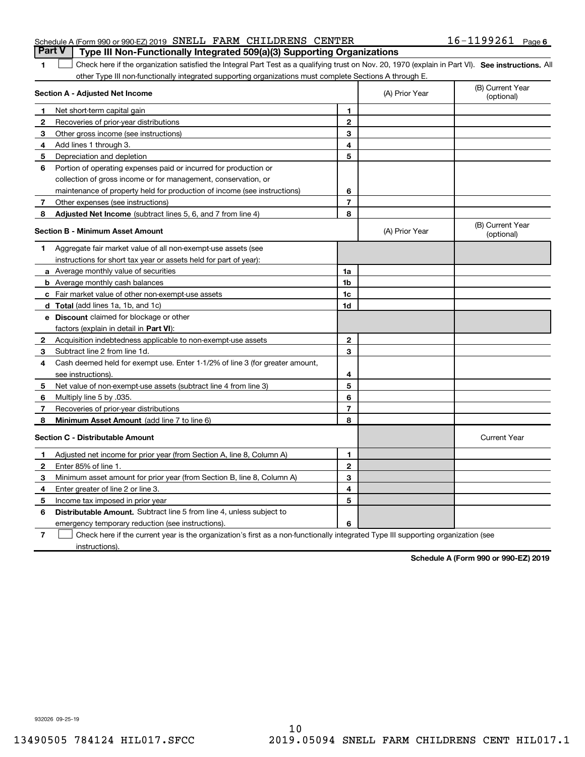Schedule A (Form 990 or 990-EZ) 2019 SNELL FARM CHILDRENS CENTER 16-1199261 Page 6

## Part V Type III Non-Functionally Integrated 509(a)(3) Supporting Organizations

1 ☐ Check here if the organization satisfied the Integral Part Test as a qualifying trust on Nov. 20, 1970 (explain in Part VI). **See instructions.** All other Type III non-functionally integrated supporting organizations must complete Sections A through E.

| **Section A - Adjusted Net Income** | | | (A) Prior Year | (B) Current Year (optional) |
|---|---|---|---|---|
| 1 | Net short-term capital gain | 1 | | |
| 2 | Recoveries of prior-year distributions | 2 | | |
| 3 | Other gross income (see instructions) | 3 | | |
| 4 | Add lines 1 through 3. | 4 | | |
| 5 | Depreciation and depletion | 5 | | |
| 6 | Portion of operating expenses paid or incurred for production or collection of gross income or for management, conservation, or maintenance of property held for production of income (see instructions) | 6 | | |
| 7 | Other expenses (see instructions) | 7 | | |
| 8 | **Adjusted Net Income** (subtract lines 5, 6, and 7 from line 4) | 8 | | |

| **Section B - Minimum Asset Amount** | | | (A) Prior Year | (B) Current Year (optional) |
|---|---|---|---|---|
| 1 | Aggregate fair market value of all non-exempt-use assets (see instructions for short tax year or assets held for part of year): | | | |
| a | Average monthly value of securities | 1a | | |
| b | Average monthly cash balances | 1b | | |
| c | Fair market value of other non-exempt-use assets | 1c | | |
| d | **Total** (add lines 1a, 1b, and 1c) | 1d | | |
| e | **Discount** claimed for blockage or other factors (explain in detail in **Part VI**): | | | |
| 2 | Acquisition indebtedness applicable to non-exempt-use assets | 2 | | |
| 3 | Subtract line 2 from line 1d. | 3 | | |
| 4 | Cash deemed held for exempt use. Enter 1-1/2% of line 3 (for greater amount, see instructions). | 4 | | |
| 5 | Net value of non-exempt-use assets (subtract line 4 from line 3) | 5 | | |
| 6 | Multiply line 5 by .035. | 6 | | |
| 7 | Recoveries of prior-year distributions | 7 | | |
| 8 | **Minimum Asset Amount** (add line 7 to line 6) | 8 | | |

| **Section C - Distributable Amount** | | | | Current Year |
|---|---|---|---|---|
| 1 | Adjusted net income for prior year (from Section A, line 8, Column A) | 1 | | |
| 2 | Enter 85% of line 1. | 2 | | |
| 3 | Minimum asset amount for prior year (from Section B, line 8, Column A) | 3 | | |
| 4 | Enter greater of line 2 or line 3. | 4 | | |
| 5 | Income tax imposed in prior year | 5 | | |
| 6 | **Distributable Amount.** Subtract line 5 from line 4, unless subject to emergency temporary reduction (see instructions). | 6 | | |

7 ☐ Check here if the current year is the organization's first as a non-functionally integrated Type III supporting organization (see instructions).

**Schedule A (Form 990 or 990-EZ) 2019**

932026 09-25-19

13490505 784124 HIL017.SFCC 2019.05094 SNELL FARM CHILDRENS CENT HIL017.1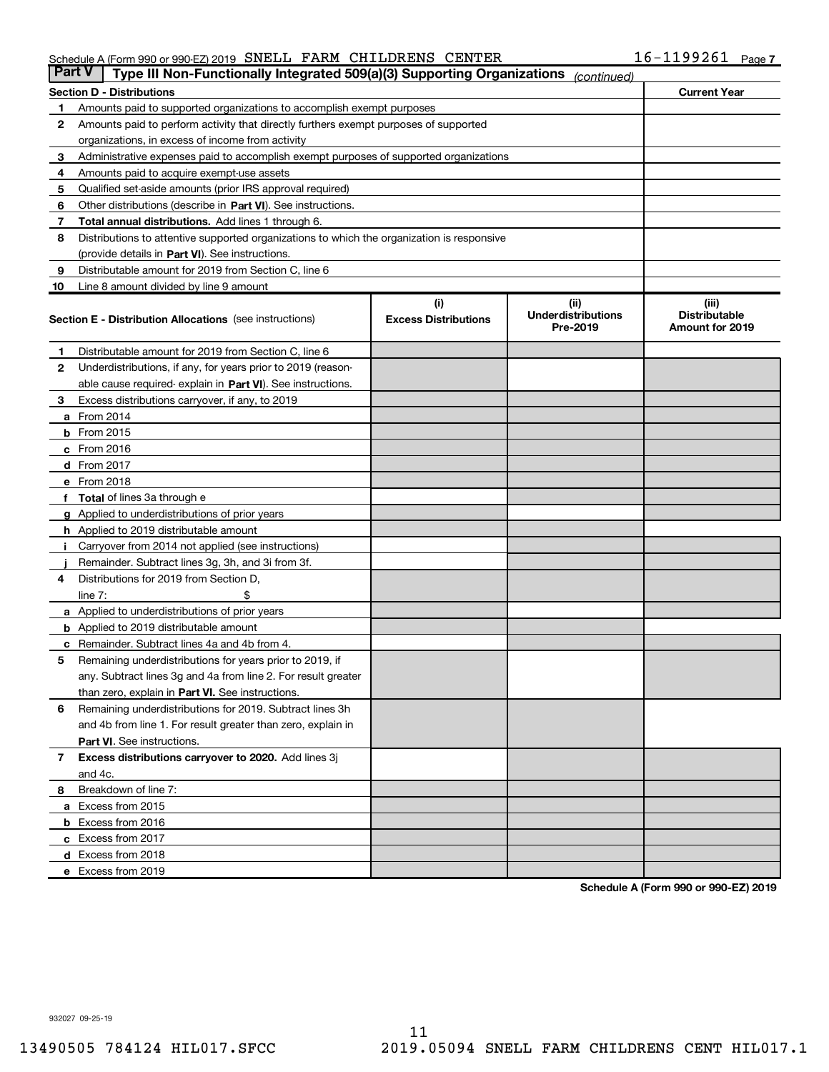Schedule A (Form 990 or 990-EZ) 2019 SNELL FARM CHILDRENS CENTER 16-1199261 Page 7

**Part V** **Type III Non-Functionally Integrated 509(a)(3) Supporting Organizations** *(continued)*

| **Section D - Distributions** | **Current Year** |
|---|---|
| **1** Amounts paid to supported organizations to accomplish exempt purposes | |
| **2** Amounts paid to perform activity that directly furthers exempt purposes of supported organizations, in excess of income from activity | |
| **3** Administrative expenses paid to accomplish exempt purposes of supported organizations | |
| **4** Amounts paid to acquire exempt-use assets | |
| **5** Qualified set-aside amounts (prior IRS approval required) | |
| **6** Other distributions (describe in **Part VI**). See instructions. | |
| **7** **Total annual distributions.** Add lines 1 through 6. | |
| **8** Distributions to attentive supported organizations to which the organization is responsive (provide details in **Part VI**). See instructions. | |
| **9** Distributable amount for 2019 from Section C, line 6 | |
| **10** Line 8 amount divided by line 9 amount | |

| **Section E - Distribution Allocations** (see instructions) | **(i)** **Excess Distributions** | **(ii)** **Underdistributions Pre-2019** | **(iii)** **Distributable Amount for 2019** |
|---|---|---|---|
| **1** Distributable amount for 2019 from Section C, line 6 | | | |
| **2** Underdistributions, if any, for years prior to 2019 (reasonable cause required- explain in **Part VI**). See instructions. | | | |
| **3** Excess distributions carryover, if any, to 2019 | | | |
| **a** From 2014 | | | |
| **b** From 2015 | | | |
| **c** From 2016 | | | |
| **d** From 2017 | | | |
| **e** From 2018 | | | |
| **f** **Total** of lines 3a through e | | | |
| **g** Applied to underdistributions of prior years | | | |
| **h** Applied to 2019 distributable amount | | | |
| **i** Carryover from 2014 not applied (see instructions) | | | |
| **j** Remainder. Subtract lines 3g, 3h, and 3i from 3f. | | | |
| **4** Distributions for 2019 from Section D, line 7: $ | | | |
| **a** Applied to underdistributions of prior years | | | |
| **b** Applied to 2019 distributable amount | | | |
| **c** Remainder. Subtract lines 4a and 4b from 4. | | | |
| **5** Remaining underdistributions for years prior to 2019, if any. Subtract lines 3g and 4a from line 2. For result greater than zero, explain in **Part VI.** See instructions. | | | |
| **6** Remaining underdistributions for 2019. Subtract lines 3h and 4b from line 1. For result greater than zero, explain in **Part VI**. See instructions. | | | |
| **7** **Excess distributions carryover to 2020.** Add lines 3j and 4c. | | | |
| **8** Breakdown of line 7: | | | |
| **a** Excess from 2015 | | | |
| **b** Excess from 2016 | | | |
| **c** Excess from 2017 | | | |
| **d** Excess from 2018 | | | |
| **e** Excess from 2019 | | | |

**Schedule A (Form 990 or 990-EZ) 2019**

932027 09-25-19

13490505 784124 HIL017.SFCC 2019.05094 SNELL FARM CHILDRENS CENT HIL017.1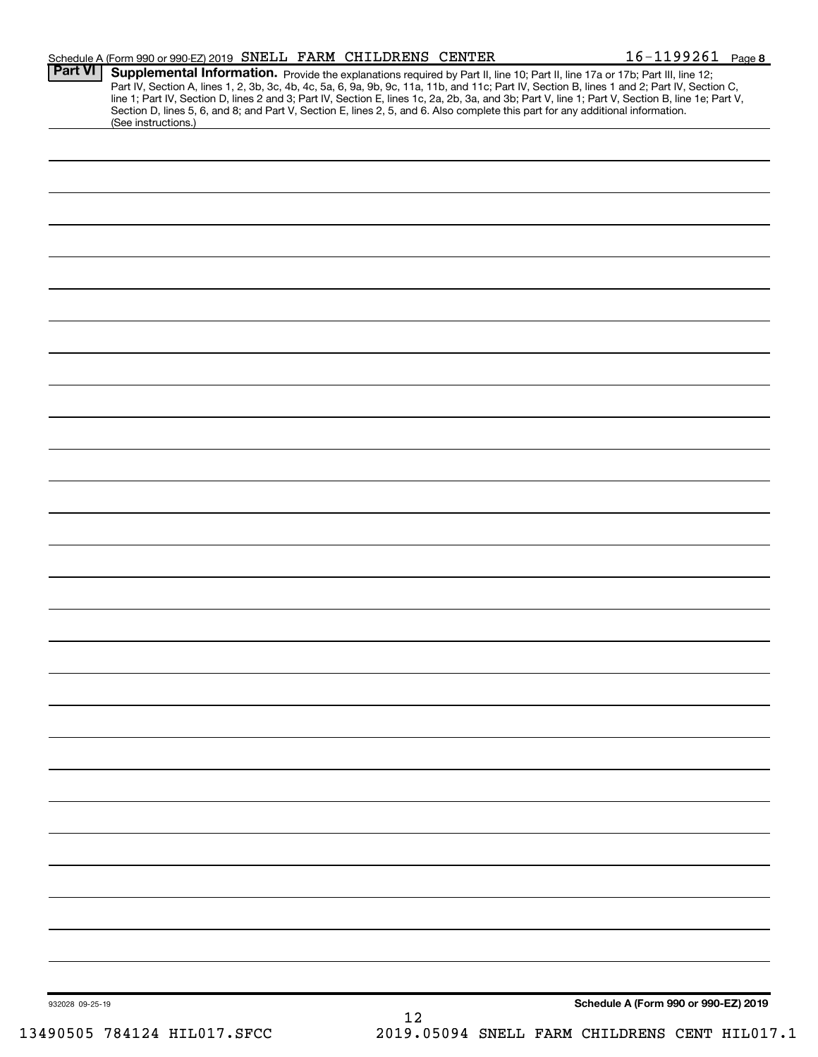Schedule A (Form 990 or 990-EZ) 2019 SNELL FARM CHILDRENS CENTER 16-1199261 Page 8

**Part VI** **Supplemental Information.** Provide the explanations required by Part II, line 10; Part II, line 17a or 17b; Part III, line 12; Part IV, Section A, lines 1, 2, 3b, 3c, 4b, 4c, 5a, 6, 9a, 9b, 9c, 11a, 11b, and 11c; Part IV, Section B, lines 1 and 2; Part IV, Section C, line 1; Part IV, Section D, lines 2 and 3; Part IV, Section E, lines 1c, 2a, 2b, 3a, and 3b; Part V, line 1; Part V, Section B, line 1e; Part V, Section D, lines 5, 6, and 8; and Part V, Section E, lines 2, 5, and 6. Also complete this part for any additional information. (See instructions.)

932028 09-25-19

**Schedule A (Form 990 or 990-EZ) 2019**

13490505 784124 HIL017.SFCC 2019.05094 SNELL FARM CHILDRENS CENT HIL017.1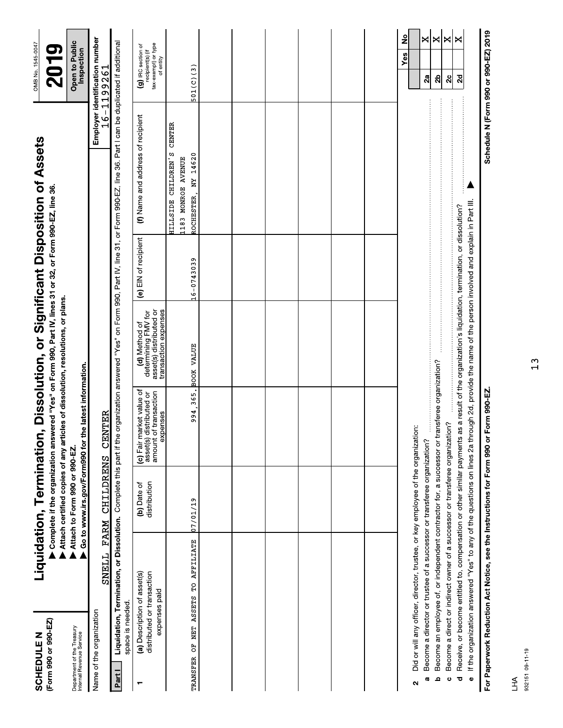**SCHEDULE N**
**(Form 990 or 990-EZ)**

Department of the Treasury
Internal Revenue Service

# Liquidation, Termination, Dissolution, or Significant Disposition of Assets

▶ **Complete if the organization answered "Yes" on Form 990, Part IV, lines 31 or 32, or Form 990-EZ, line 36.**
▶ **Attach certified copies of any articles of dissolution, resolutions, or plans.**
▶ **Attach to Form 990 or 990-EZ.**
▶ **Go to www.irs.gov/Form990 for the latest information.**

OMB No. 1545-0047

**2019**

**Open to Public Inspection**

Name of the organization: SNELL FARM CHILDRENS CENTER

**Employer identification number** 16-1199261

**Part I** **Liquidation, Termination, or Dissolution.** Complete this part if the organization answered "Yes" on Form 990, Part IV, line 31, or Form 990-EZ, line 36. Part I can be duplicated if additional space is needed.

| 1 (a) Description of asset(s) distributed or transaction expenses paid | (b) Date of distribution | (c) Fair market value of asset(s) distributed or amount of transaction expenses | (d) Method of determining FMV for asset(s) distributed or transaction expenses | (e) EIN of recipient | (f) Name and address of recipient | (g) IRC section of recipient(s) (if tax-exempt) or type of entity |
|---|---|---|---|---|---|---|
| TRANSFER OF NET ASSETS TO AFFILIATE | 07/01/19 | 994,365. | BOOK VALUE | 16-0743039 | HILLSIDE CHILDREN'S CENTER<br>1183 MONROE AVENUE<br>ROCHESTER, NY 14620 | 501(C)(3) |
| | | | | | | |
| | | | | | | |
| | | | | | | |
| | | | | | | |
| | | | | | | |

| | | | Yes | No |
|---|---|---|---|---|
| **2** | Did or will any officer, director, trustee, or key employee of the organization: | | | |
| **a** | Become a director or trustee of a successor or transferee organization? | **2a** | | X |
| **b** | Become an employee of, or independent contractor for, a successor or transferee organization? | **2b** | | X |
| **c** | Become a direct or indirect owner of a successor or transferee organization? | **2c** | | X |
| **d** | Receive, or become entitled to, compensation or other similar payments as a result of the organization's liquidation, termination, or dissolution? | **2d** | | X |
| **e** | If the organization answered "Yes" to any of the questions on lines 2a through 2d, provide the name of the person involved and explain in Part III. ▶ | | | |

**For Paperwork Reduction Act Notice, see the Instructions for Form 990 or Form 990-EZ.**

**Schedule N (Form 990 or 990-EZ) 2019**

LHA
932151 09-11-19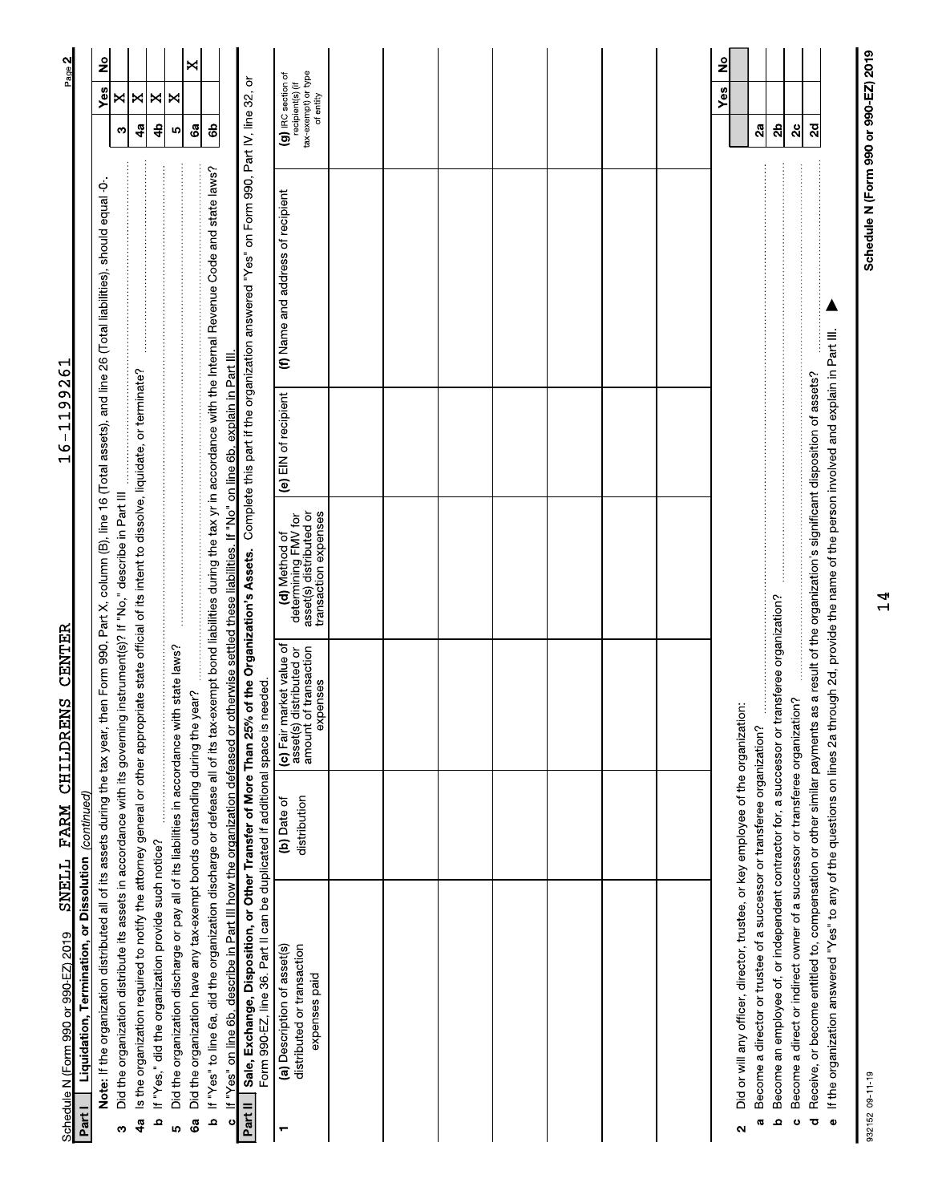Schedule N (Form 990 or 990-EZ) 2019 SNELL FARM CHILDRENS CENTER 16-1199261 Page 2

**Part I Liquidation, Termination, or Dissolution** *(continued)*

| | | | Yes | No |
|---|---|---|---|---|
| | **Note:** If the organization distributed all of its assets during the tax year, then Form 990, Part X, column (B), line 16 (Total assets), and line 26 (Total liabilities), should equal -0-. | | | |
| 3 | Did the organization distribute its assets in accordance with its governing instrument(s)? If "No," describe in Part III | 3 | X | |
| 4a | Is the organization required to notify the attorney general or other appropriate state official of its intent to dissolve, liquidate, or terminate? | 4a | X | |
| b | If "Yes," did the organization provide such notice? | 4b | X | |
| 5 | Did the organization discharge or pay all of its liabilities in accordance with state laws? | 5 | X | |
| 6a | Did the organization have any tax-exempt bonds outstanding during the year? | 6a | | X |
| b | If "Yes" to line 6a, did the organization discharge or defease all of its tax-exempt bond liabilities during the tax yr in accordance with the Internal Revenue Code and state laws? | 6b | | |
| c | If "Yes" on line 6b, describe in Part III how the organization defeased or otherwise settled these liabilities. If "No" on line 6b, explain in Part III. | | | |

**Part II Sale, Exchange, Disposition, or Other Transfer of More Than 25% of the Organization's Assets.** Complete this part if the organization answered "Yes" on Form 990, Part IV, line 32, or Form 990-EZ, line 36. Part II can be duplicated if additional space is needed.

| 1 | (a) Description of asset(s) distributed or transaction expenses paid | (b) Date of distribution | (c) Fair market value of asset(s) distributed or amount of transaction expenses | (d) Method of determining FMV for asset(s) distributed or transaction expenses | (e) EIN of recipient | (f) Name and address of recipient | (g) IRC section of recipient(s) (if tax-exempt) or type of entity |
|---|---|---|---|---|---|---|---|
| | | | | | | | |
| | | | | | | | |
| | | | | | | | |
| | | | | | | | |
| | | | | | | | |
| | | | | | | | |
| | | | | | | | |
| | | | | | | | |

| | | | Yes | No |
|---|---|---|---|---|
| 2 | Did or will any officer, director, trustee, or key employee of the organization: | | | |
| a | Become a director or trustee of a successor or transferee organization? | 2a | | |
| b | Become an employee of, or independent contractor for, a successor or transferee organization? | 2b | | |
| c | Become a direct or indirect owner of a successor or transferee organization? | 2c | | |
| d | Receive, or become entitled to, compensation or other similar payments as a result of the organization's significant disposition of assets? | 2d | | |
| e | If the organization answered "Yes" to any of the questions on lines 2a through 2d, provide the name of the person involved and explain in Part III. ▶ | | | |

932152 09-11-19

Schedule N (Form 990 or 990-EZ) 2019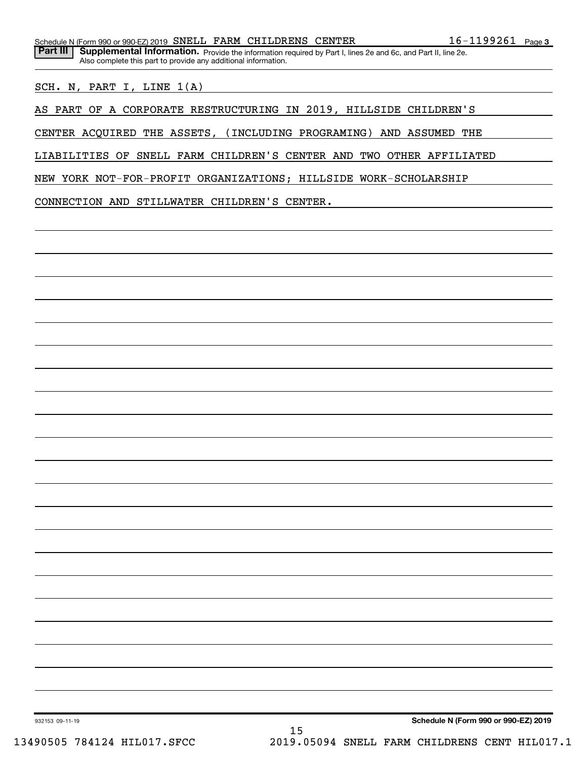Schedule N (Form 990 or 990-EZ) 2019 SNELL FARM CHILDRENS CENTER 16-1199261 Page 3

**Part III Supplemental Information.** Provide the information required by Part I, lines 2e and 6c, and Part II, line 2e. Also complete this part to provide any additional information.

SCH. N, PART I, LINE 1(A)

AS PART OF A CORPORATE RESTRUCTURING IN 2019, HILLSIDE CHILDREN'S CENTER ACQUIRED THE ASSETS, (INCLUDING PROGRAMING) AND ASSUMED THE LIABILITIES OF SNELL FARM CHILDREN'S CENTER AND TWO OTHER AFFILIATED NEW YORK NOT-FOR-PROFIT ORGANIZATIONS; HILLSIDE WORK-SCHOLARSHIP CONNECTION AND STILLWATER CHILDREN'S CENTER.

932153 09-11-19 **Schedule N (Form 990 or 990-EZ) 2019**

13490505 784124 HIL017.SFCC 2019.05094 SNELL FARM CHILDRENS CENT HIL017.1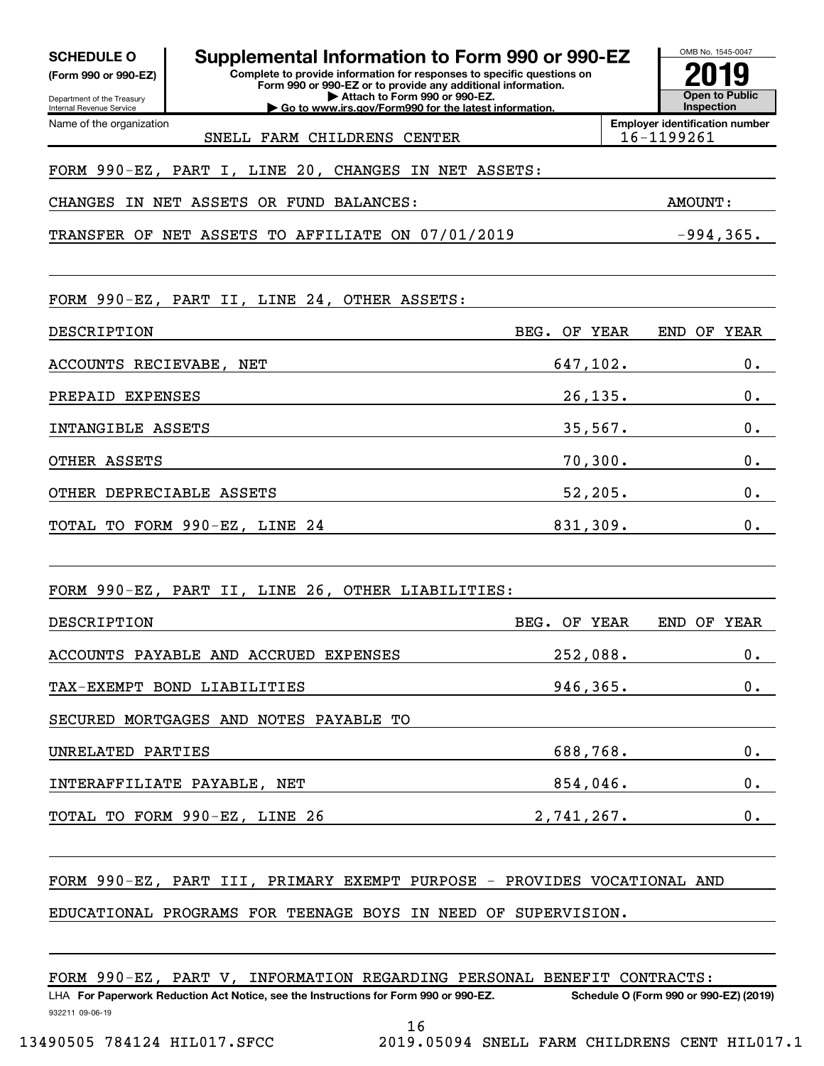**SCHEDULE O (Form 990 or 990-EZ)**

Department of the Treasury
Internal Revenue Service

# Supplemental Information to Form 990 or 990-EZ

**Complete to provide information for responses to specific questions on Form 990 or 990-EZ or to provide any additional information.**
**▶ Attach to Form 990 or 990-EZ.**
**▶ Go to www.irs.gov/Form990 for the latest information.**

OMB No. 1545-0047

**2019**

**Open to Public Inspection**

Name of the organization: SNELL FARM CHILDRENS CENTER

**Employer identification number:** 16-1199261

FORM 990-EZ, PART I, LINE 20, CHANGES IN NET ASSETS:

| CHANGES IN NET ASSETS OR FUND BALANCES: | AMOUNT: |
|---|---|
| TRANSFER OF NET ASSETS TO AFFILIATE ON 07/01/2019 | -994,365. |

FORM 990-EZ, PART II, LINE 24, OTHER ASSETS:

| DESCRIPTION | BEG. OF YEAR | END OF YEAR |
|---|---|---|
| ACCOUNTS RECIEVABE, NET | 647,102. | 0. |
| PREPAID EXPENSES | 26,135. | 0. |
| INTANGIBLE ASSETS | 35,567. | 0. |
| OTHER ASSETS | 70,300. | 0. |
| OTHER DEPRECIABLE ASSETS | 52,205. | 0. |
| TOTAL TO FORM 990-EZ, LINE 24 | 831,309. | 0. |

FORM 990-EZ, PART II, LINE 26, OTHER LIABILITIES:

| DESCRIPTION | BEG. OF YEAR | END OF YEAR |
|---|---|---|
| ACCOUNTS PAYABLE AND ACCRUED EXPENSES | 252,088. | 0. |
| TAX-EXEMPT BOND LIABILITIES | 946,365. | 0. |
| SECURED MORTGAGES AND NOTES PAYABLE TO UNRELATED PARTIES | 688,768. | 0. |
| INTERAFFILIATE PAYABLE, NET | 854,046. | 0. |
| TOTAL TO FORM 990-EZ, LINE 26 | 2,741,267. | 0. |

FORM 990-EZ, PART III, PRIMARY EXEMPT PURPOSE - PROVIDES VOCATIONAL AND EDUCATIONAL PROGRAMS FOR TEENAGE BOYS IN NEED OF SUPERVISION.

FORM 990-EZ, PART V, INFORMATION REGARDING PERSONAL BENEFIT CONTRACTS:

LHA **For Paperwork Reduction Act Notice, see the Instructions for Form 990 or 990-EZ.** **Schedule O (Form 990 or 990-EZ) (2019)**

932211 09-06-19

13490505 784124 HIL017.SFCC 2019.05094 SNELL FARM CHILDRENS CENT HIL017.1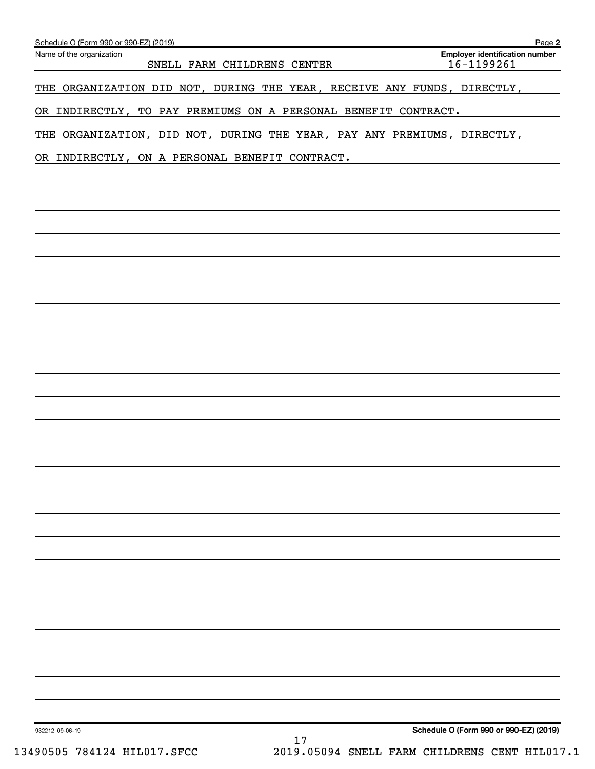Schedule O (Form 990 or 990-EZ) (2019)

Name of the organization
SNELL FARM CHILDRENS CENTER

**Employer identification number**
16-1199261

THE ORGANIZATION DID NOT, DURING THE YEAR, RECEIVE ANY FUNDS, DIRECTLY, OR INDIRECTLY, TO PAY PREMIUMS ON A PERSONAL BENEFIT CONTRACT.

THE ORGANIZATION, DID NOT, DURING THE YEAR, PAY ANY PREMIUMS, DIRECTLY, OR INDIRECTLY, ON A PERSONAL BENEFIT CONTRACT.

932212 09-06-19

**Schedule O (Form 990 or 990-EZ) (2019)**

13490505 784124 HIL017.SFCC 2019.05094 SNELL FARM CHILDRENS CENT HIL017.1